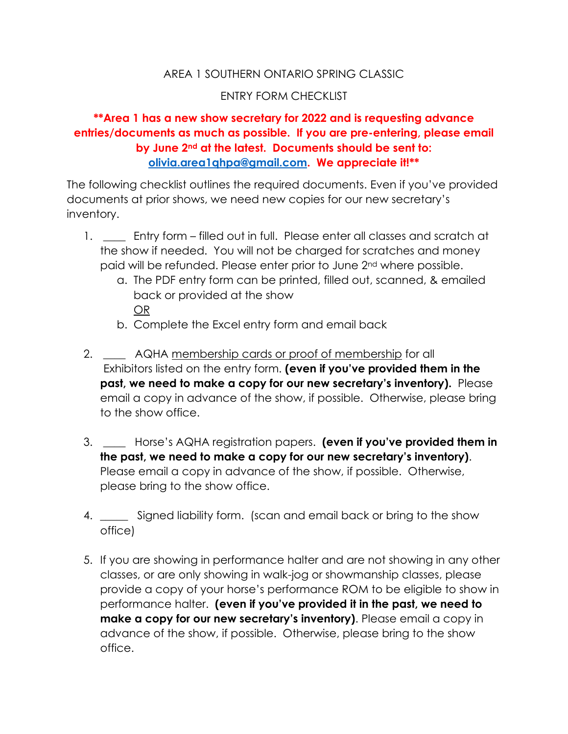AREA 1 SOUTHERN ONTARIO SPRING CLASSIC

ENTRY FORM CHECKLIST

**\*\*Area 1 has a new show secretary for 2022 and is requesting advance entries/documents as much as possible. If you are pre-entering, please email by June 2nd at the latest. Documents should be sent to: olivia.area1qhpa@gmail.com. We appreciate it!\*\***

The following checklist outlines the required documents. Even if you've provided documents at prior shows, we need new copies for our new secretary's inventory.

1. ____ Entry form – filled out in full. Please enter all classes and scratch at the show if needed. You will not be charged for scratches and money paid will be refunded. Please enter prior to June 2nd where possible.
   a. The PDF entry form can be printed, filled out, scanned, & emailed back or provided at the show
      OR
   b. Complete the Excel entry form and email back

2. ____ AQHA membership cards or proof of membership for all Exhibitors listed on the entry form. **(even if you've provided them in the past, we need to make a copy for our new secretary's inventory).** Please email a copy in advance of the show, if possible. Otherwise, please bring to the show office.

3. ____ Horse's AQHA registration papers. **(even if you've provided them in the past, we need to make a copy for our new secretary's inventory)**. Please email a copy in advance of the show, if possible. Otherwise, please bring to the show office.

4. _____ Signed liability form. (scan and email back or bring to the show office)

5. If you are showing in performance halter and are not showing in any other classes, or are only showing in walk-jog or showmanship classes, please provide a copy of your horse's performance ROM to be eligible to show in performance halter. **(even if you've provided it in the past, we need to make a copy for our new secretary's inventory)**. Please email a copy in advance of the show, if possible. Otherwise, please bring to the show office.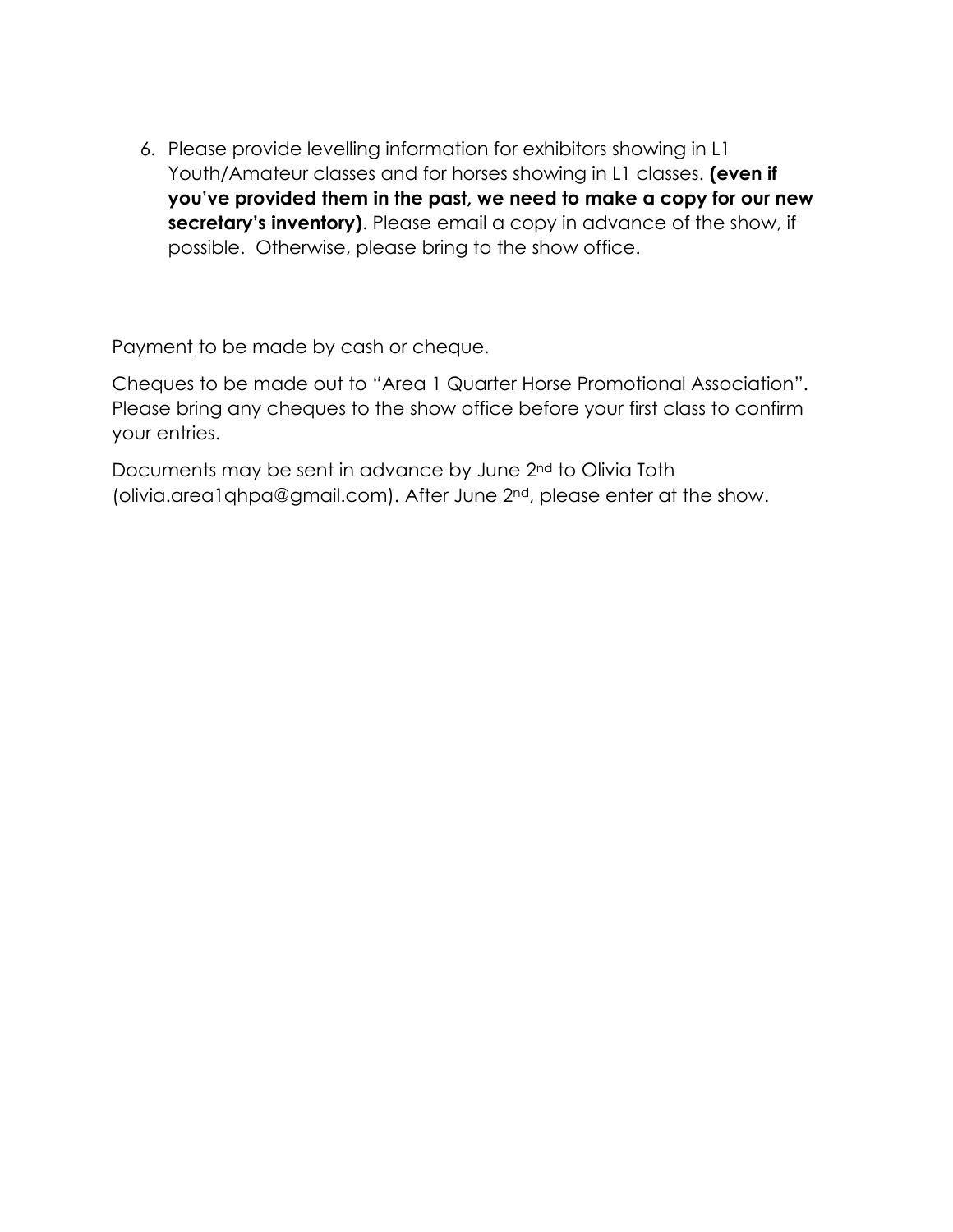6. Please provide levelling information for exhibitors showing in L1 Youth/Amateur classes and for horses showing in L1 classes. **(even if you've provided them in the past, we need to make a copy for our new secretary's inventory)**. Please email a copy in advance of the show, if possible. Otherwise, please bring to the show office.

<u>Payment</u> to be made by cash or cheque.

Cheques to be made out to "Area 1 Quarter Horse Promotional Association". Please bring any cheques to the show office before your first class to confirm your entries.

Documents may be sent in advance by June 2nd to Olivia Toth (olivia.area1qhpa@gmail.com). After June 2nd, please enter at the show.